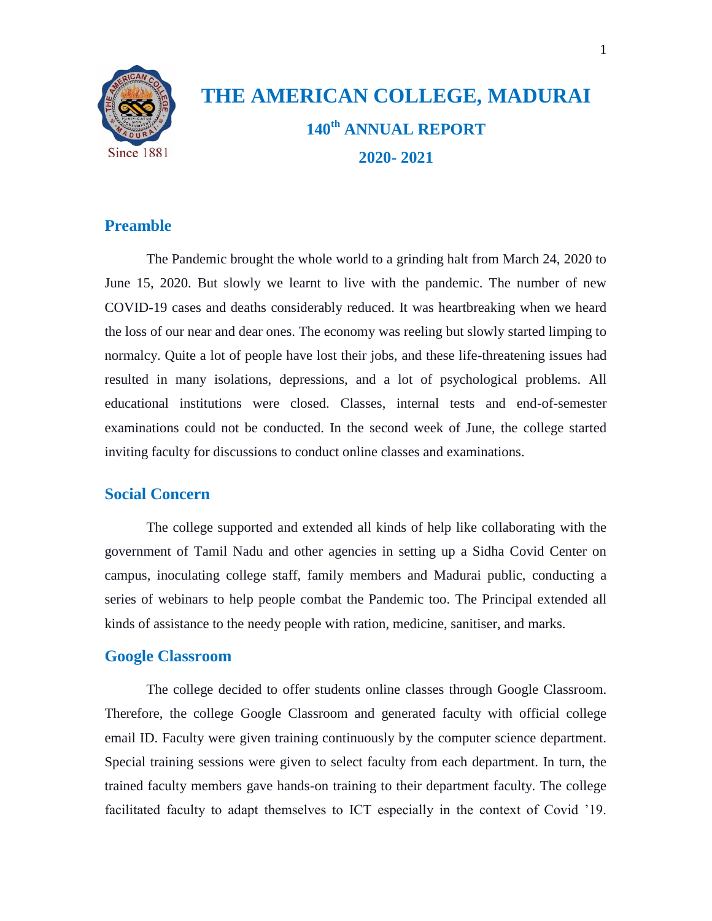# THE AMERICAN COLLEGE, MADURAI

## 140th ANNUAL REPORT

## 2020- 2021

## Preamble

The Pandemic brought the whole world to a grinding halt from March 24, 2020 to June 15, 2020. But slowly we learnt to live with the pandemic. The number of new COVID-19 cases and deaths considerably reduced. It was heartbreaking when we heard the loss of our near and dear ones. The economy was reeling but slowly started limping to normalcy. Quite a lot of people have lost their jobs, and these life-threatening issues had resulted in many isolations, depressions, and a lot of psychological problems. All educational institutions were closed. Classes, internal tests and end-of-semester examinations could not be conducted. In the second week of June, the college started inviting faculty for discussions to conduct online classes and examinations.

## Social Concern

The college supported and extended all kinds of help like collaborating with the government of Tamil Nadu and other agencies in setting up a Sidha Covid Center on campus, inoculating college staff, family members and Madurai public, conducting a series of webinars to help people combat the Pandemic too. The Principal extended all kinds of assistance to the needy people with ration, medicine, sanitiser, and marks.

## Google Classroom

The college decided to offer students online classes through Google Classroom. Therefore, the college Google Classroom and generated faculty with official college email ID. Faculty were given training continuously by the computer science department. Special training sessions were given to select faculty from each department. In turn, the trained faculty members gave hands-on training to their department faculty. The college facilitated faculty to adapt themselves to ICT especially in the context of Covid '19.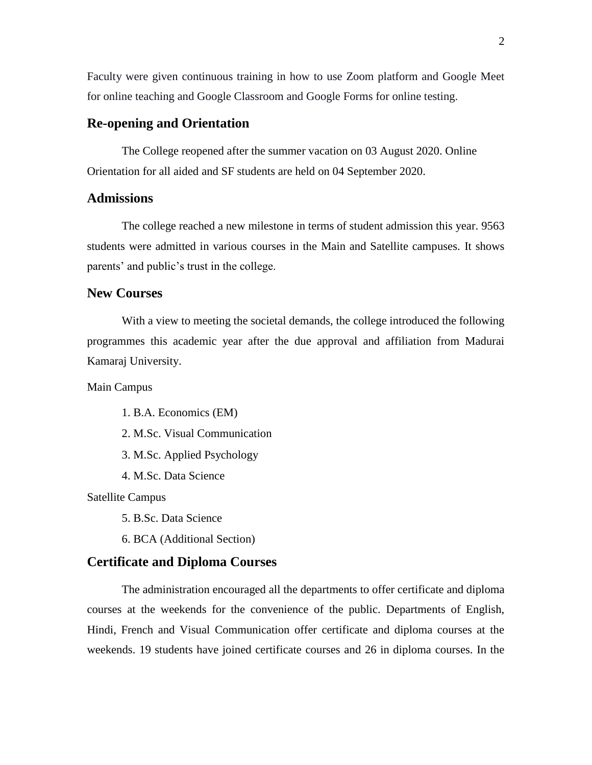Faculty were given continuous training in how to use Zoom platform and Google Meet for online teaching and Google Classroom and Google Forms for online testing.

## Re-opening and Orientation

The College reopened after the summer vacation on 03 August 2020. Online Orientation for all aided and SF students are held on 04 September 2020.

## Admissions

The college reached a new milestone in terms of student admission this year. 9563 students were admitted in various courses in the Main and Satellite campuses. It shows parents' and public's trust in the college.

## New Courses

With a view to meeting the societal demands, the college introduced the following programmes this academic year after the due approval and affiliation from Madurai Kamaraj University.

Main Campus

1. B.A. Economics (EM)
2. M.Sc. Visual Communication
3. M.Sc. Applied Psychology
4. M.Sc. Data Science

Satellite Campus

5. B.Sc. Data Science
6. BCA (Additional Section)

## Certificate and Diploma Courses

The administration encouraged all the departments to offer certificate and diploma courses at the weekends for the convenience of the public. Departments of English, Hindi, French and Visual Communication offer certificate and diploma courses at the weekends. 19 students have joined certificate courses and 26 in diploma courses. In the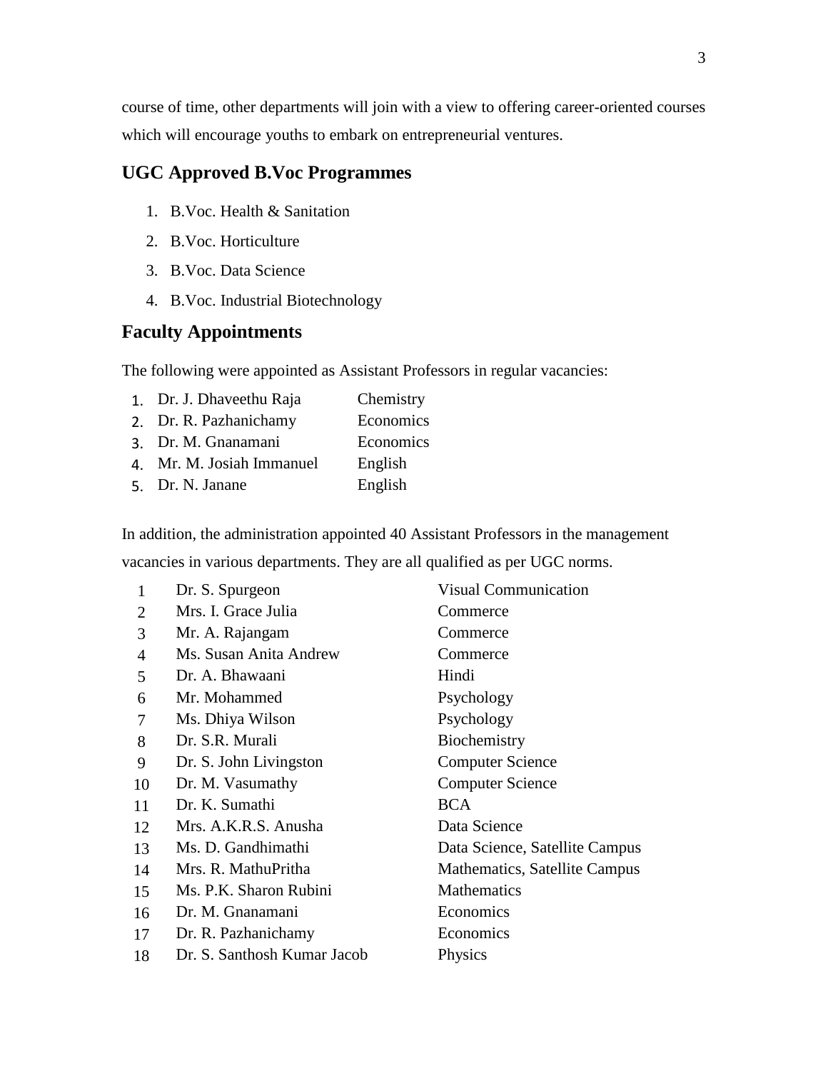course of time, other departments will join with a view to offering career-oriented courses which will encourage youths to embark on entrepreneurial ventures.

## UGC Approved B.Voc Programmes

1. B.Voc. Health & Sanitation
2. B.Voc. Horticulture
3. B.Voc. Data Science
4. B.Voc. Industrial Biotechnology

## Faculty Appointments

The following were appointed as Assistant Professors in regular vacancies:

| | | |
|---|---|---|
| 1. | Dr. J. Dhaveethu Raja | Chemistry |
| 2. | Dr. R. Pazhanichamy | Economics |
| 3. | Dr. M. Gnanamani | Economics |
| 4. | Mr. M. Josiah Immanuel | English |
| 5. | Dr. N. Janane | English |

In addition, the administration appointed 40 Assistant Professors in the management vacancies in various departments. They are all qualified as per UGC norms.

| | | |
|---|---|---|
| 1 | Dr. S. Spurgeon | Visual Communication |
| 2 | Mrs. I. Grace Julia | Commerce |
| 3 | Mr. A. Rajangam | Commerce |
| 4 | Ms. Susan Anita Andrew | Commerce |
| 5 | Dr. A. Bhawaani | Hindi |
| 6 | Mr. Mohammed | Psychology |
| 7 | Ms. Dhiya Wilson | Psychology |
| 8 | Dr. S.R. Murali | Biochemistry |
| 9 | Dr. S. John Livingston | Computer Science |
| 10 | Dr. M. Vasumathy | Computer Science |
| 11 | Dr. K. Sumathi | BCA |
| 12 | Mrs. A.K.R.S. Anusha | Data Science |
| 13 | Ms. D. Gandhimathi | Data Science, Satellite Campus |
| 14 | Mrs. R. MathuPritha | Mathematics, Satellite Campus |
| 15 | Ms. P.K. Sharon Rubini | Mathematics |
| 16 | Dr. M. Gnanamani | Economics |
| 17 | Dr. R. Pazhanichamy | Economics |
| 18 | Dr. S. Santhosh Kumar Jacob | Physics |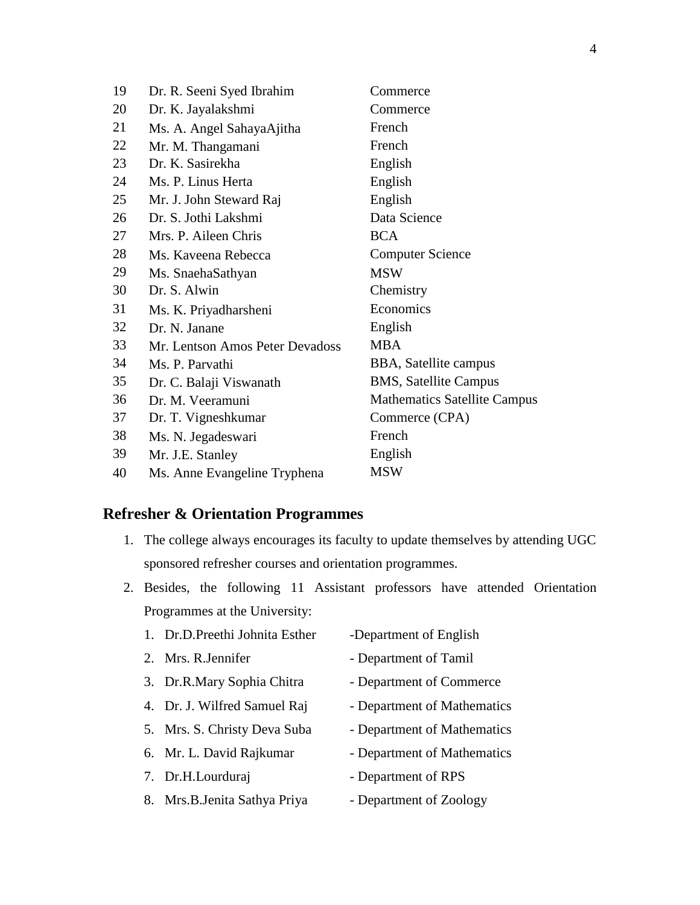| | | |
|---|---|---|
| 19 | Dr. R. Seeni Syed Ibrahim | Commerce |
| 20 | Dr. K. Jayalakshmi | Commerce |
| 21 | Ms. A. Angel SahayaAjitha | French |
| 22 | Mr. M. Thangamani | French |
| 23 | Dr. K. Sasirekha | English |
| 24 | Ms. P. Linus Herta | English |
| 25 | Mr. J. John Steward Raj | English |
| 26 | Dr. S. Jothi Lakshmi | Data Science |
| 27 | Mrs. P. Aileen Chris | BCA |
| 28 | Ms. Kaveena Rebecca | Computer Science |
| 29 | Ms. SnaehaSathyan | MSW |
| 30 | Dr. S. Alwin | Chemistry |
| 31 | Ms. K. Priyadharsheni | Economics |
| 32 | Dr. N. Janane | English |
| 33 | Mr. Lentson Amos Peter Devadoss | MBA |
| 34 | Ms. P. Parvathi | BBA, Satellite campus |
| 35 | Dr. C. Balaji Viswanath | BMS, Satellite Campus |
| 36 | Dr. M. Veeramuni | Mathematics Satellite Campus |
| 37 | Dr. T. Vigneshkumar | Commerce (CPA) |
| 38 | Ms. N. Jegadeswari | French |
| 39 | Mr. J.E. Stanley | English |
| 40 | Ms. Anne Evangeline Tryphena | MSW |

## Refresher & Orientation Programmes

1. The college always encourages its faculty to update themselves by attending UGC sponsored refresher courses and orientation programmes.
2. Besides, the following 11 Assistant professors have attended Orientation Programmes at the University:
   1. Dr.D.Preethi Johnita Esther -Department of English
   2. Mrs. R.Jennifer - Department of Tamil
   3. Dr.R.Mary Sophia Chitra - Department of Commerce
   4. Dr. J. Wilfred Samuel Raj - Department of Mathematics
   5. Mrs. S. Christy Deva Suba - Department of Mathematics
   6. Mr. L. David Rajkumar - Department of Mathematics
   7. Dr.H.Lourduraj - Department of RPS
   8. Mrs.B.Jenita Sathya Priya - Department of Zoology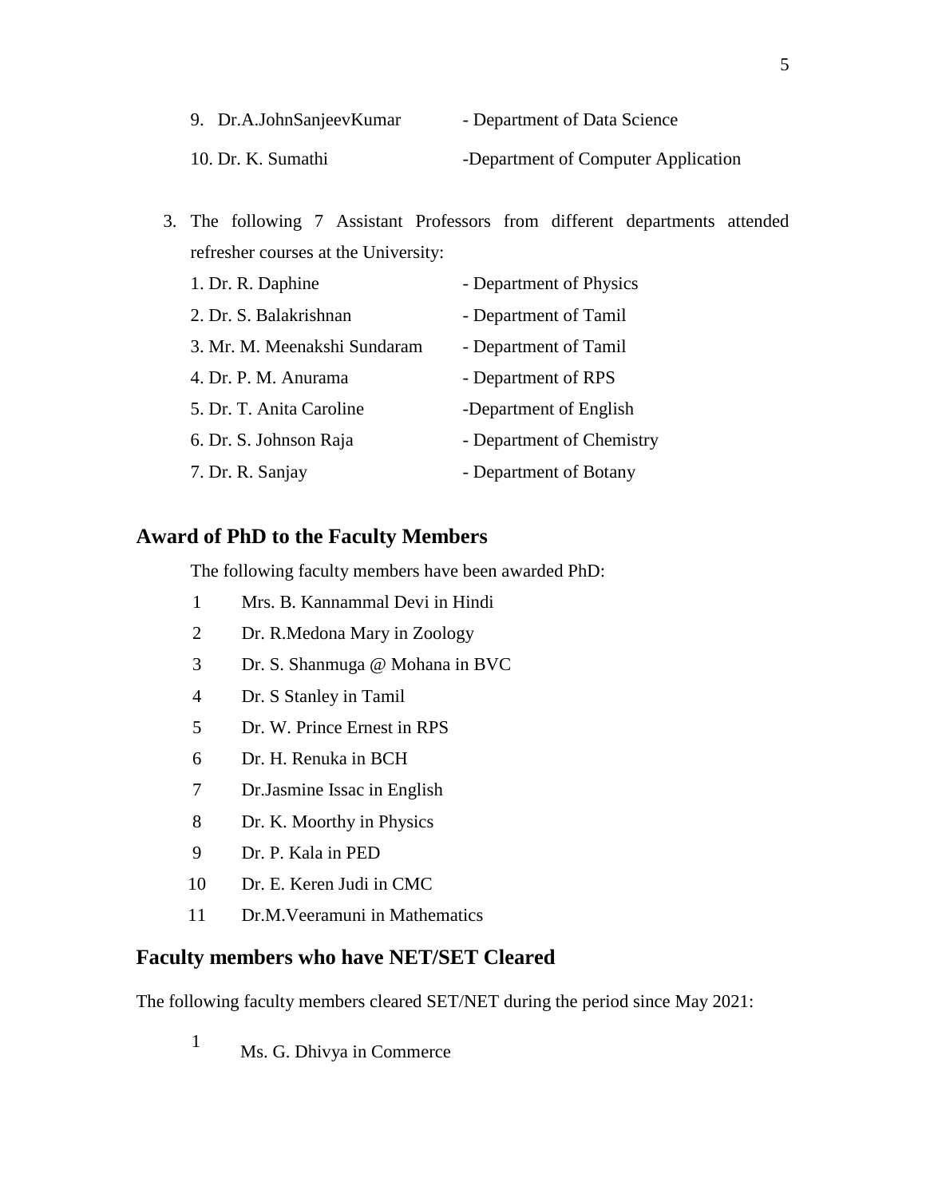9. Dr.A.JohnSanjeevKumar - Department of Data Science

10. Dr. K. Sumathi -Department of Computer Application

3. The following 7 Assistant Professors from different departments attended refresher courses at the University:

   1. Dr. R. Daphine - Department of Physics
   2. Dr. S. Balakrishnan - Department of Tamil
   3. Mr. M. Meenakshi Sundaram - Department of Tamil
   4. Dr. P. M. Anurama - Department of RPS
   5. Dr. T. Anita Caroline -Department of English
   6. Dr. S. Johnson Raja - Department of Chemistry
   7. Dr. R. Sanjay - Department of Botany

## Award of PhD to the Faculty Members

The following faculty members have been awarded PhD:

1. Mrs. B. Kannammal Devi in Hindi
2. Dr. R.Medona Mary in Zoology
3. Dr. S. Shanmuga @ Mohana in BVC
4. Dr. S Stanley in Tamil
5. Dr. W. Prince Ernest in RPS
6. Dr. H. Renuka in BCH
7. Dr.Jasmine Issac in English
8. Dr. K. Moorthy in Physics
9. Dr. P. Kala in PED
10. Dr. E. Keren Judi in CMC
11. Dr.M.Veeramuni in Mathematics

## Faculty members who have NET/SET Cleared

The following faculty members cleared SET/NET during the period since May 2021:

1. Ms. G. Dhivya in Commerce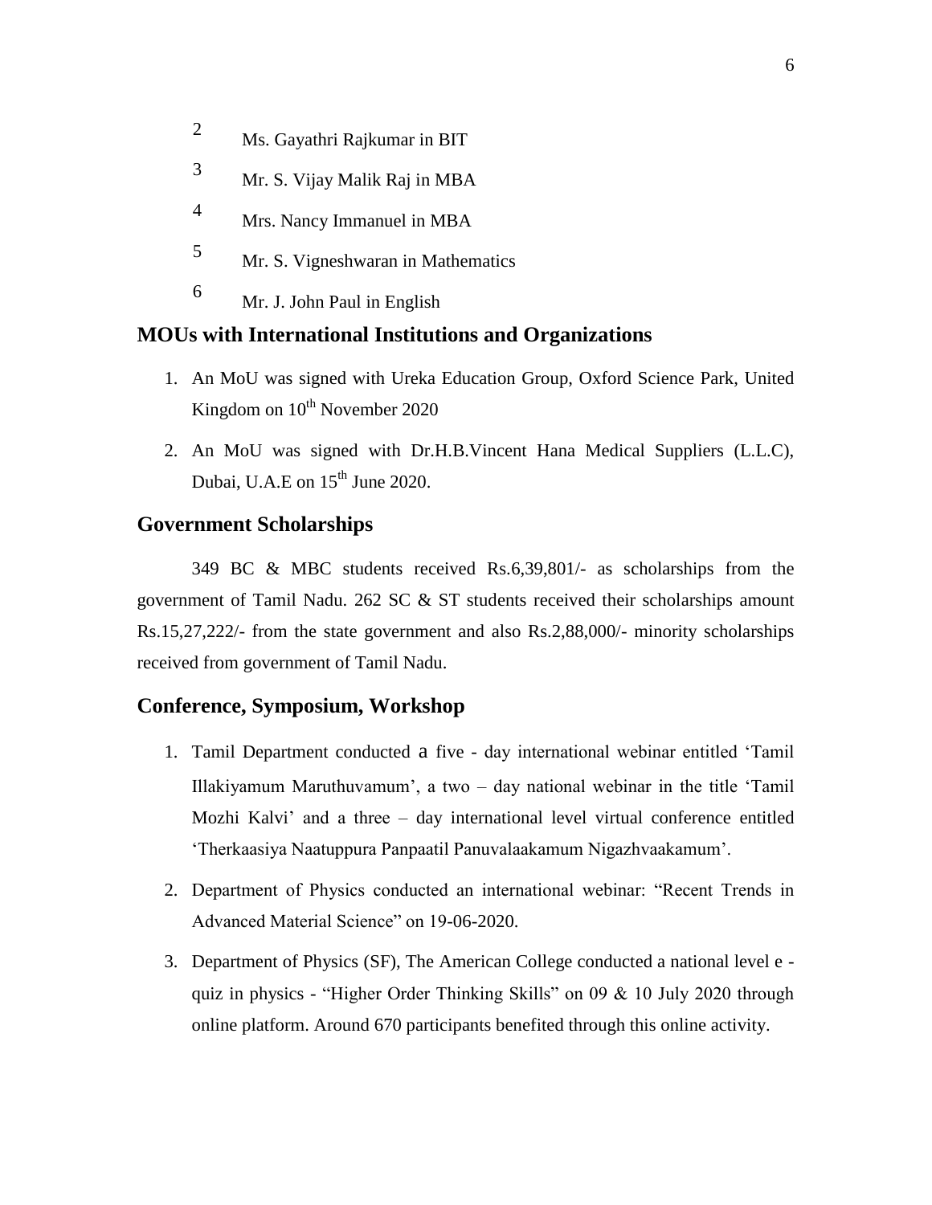2. Ms. Gayathri Rajkumar in BIT
3. Mr. S. Vijay Malik Raj in MBA
4. Mrs. Nancy Immanuel in MBA
5. Mr. S. Vigneshwaran in Mathematics
6. Mr. J. John Paul in English

## MOUs with International Institutions and Organizations

1. An MoU was signed with Ureka Education Group, Oxford Science Park, United Kingdom on 10th November 2020
2. An MoU was signed with Dr.H.B.Vincent Hana Medical Suppliers (L.L.C), Dubai, U.A.E on 15th June 2020.

## Government Scholarships

349 BC & MBC students received Rs.6,39,801/- as scholarships from the government of Tamil Nadu. 262 SC & ST students received their scholarships amount Rs.15,27,222/- from the state government and also Rs.2,88,000/- minority scholarships received from government of Tamil Nadu.

## Conference, Symposium, Workshop

1. Tamil Department conducted a five - day international webinar entitled 'Tamil Illakiyamum Maruthuvamum', a two – day national webinar in the title 'Tamil Mozhi Kalvi' and a three – day international level virtual conference entitled 'Therkaasiya Naatuppura Panpaatil Panuvalaakamum Nigazhvaakamum'.
2. Department of Physics conducted an international webinar: "Recent Trends in Advanced Material Science" on 19-06-2020.
3. Department of Physics (SF), The American College conducted a national level e - quiz in physics - "Higher Order Thinking Skills" on 09 & 10 July 2020 through online platform. Around 670 participants benefited through this online activity.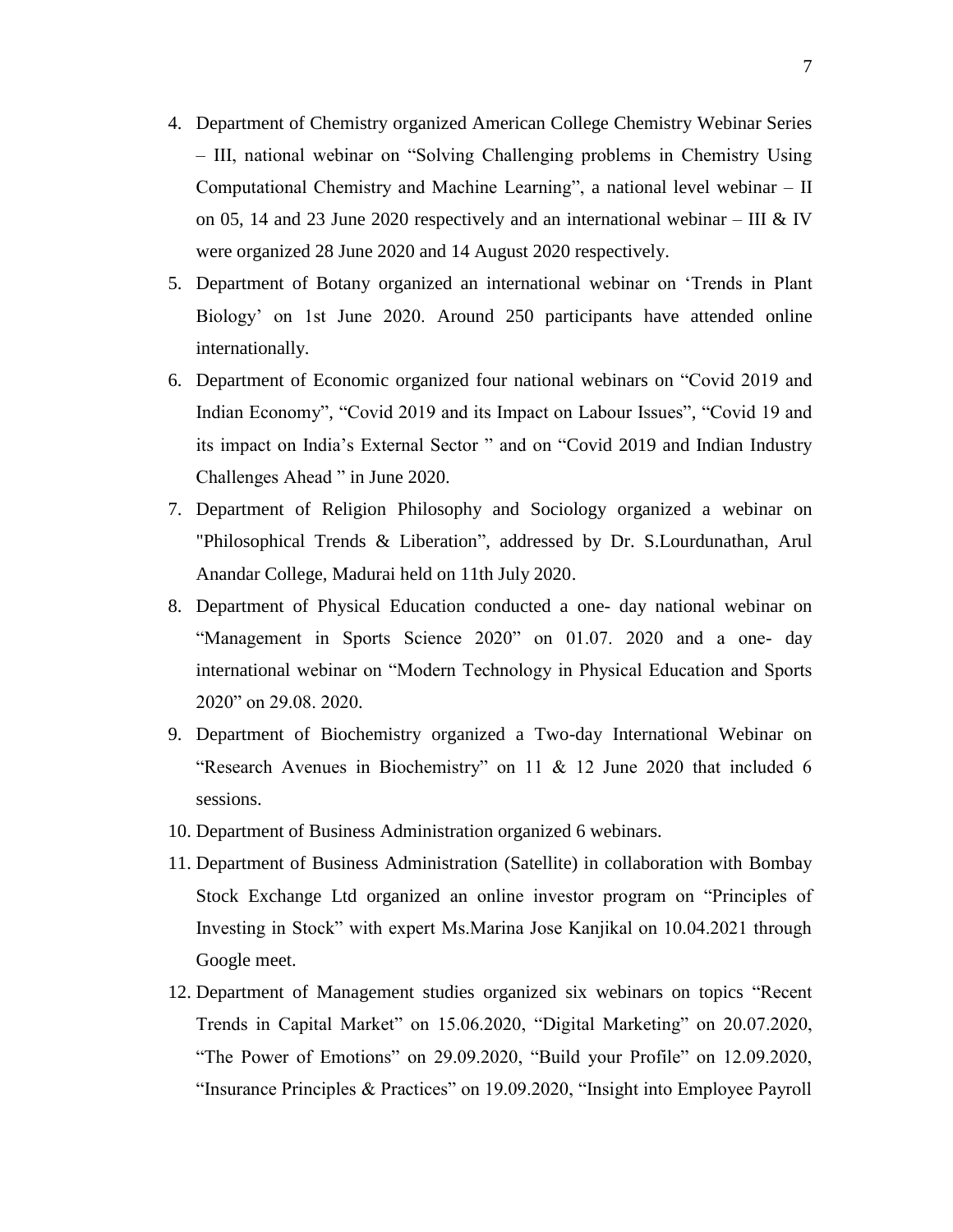4. Department of Chemistry organized American College Chemistry Webinar Series – III, national webinar on "Solving Challenging problems in Chemistry Using Computational Chemistry and Machine Learning", a national level webinar – II on 05, 14 and 23 June 2020 respectively and an international webinar – III & IV were organized 28 June 2020 and 14 August 2020 respectively.
5. Department of Botany organized an international webinar on 'Trends in Plant Biology' on 1st June 2020. Around 250 participants have attended online internationally.
6. Department of Economic organized four national webinars on "Covid 2019 and Indian Economy", "Covid 2019 and its Impact on Labour Issues", "Covid 19 and its impact on India's External Sector " and on "Covid 2019 and Indian Industry Challenges Ahead " in June 2020.
7. Department of Religion Philosophy and Sociology organized a webinar on "Philosophical Trends & Liberation", addressed by Dr. S.Lourdunathan, Arul Anandar College, Madurai held on 11th July 2020.
8. Department of Physical Education conducted a one- day national webinar on "Management in Sports Science 2020" on 01.07. 2020 and a one- day international webinar on "Modern Technology in Physical Education and Sports 2020" on 29.08. 2020.
9. Department of Biochemistry organized a Two-day International Webinar on "Research Avenues in Biochemistry" on 11 & 12 June 2020 that included 6 sessions.
10. Department of Business Administration organized 6 webinars.
11. Department of Business Administration (Satellite) in collaboration with Bombay Stock Exchange Ltd organized an online investor program on "Principles of Investing in Stock" with expert Ms.Marina Jose Kanjikal on 10.04.2021 through Google meet.
12. Department of Management studies organized six webinars on topics "Recent Trends in Capital Market" on 15.06.2020, "Digital Marketing" on 20.07.2020, "The Power of Emotions" on 29.09.2020, "Build your Profile" on 12.09.2020, "Insurance Principles & Practices" on 19.09.2020, "Insight into Employee Payroll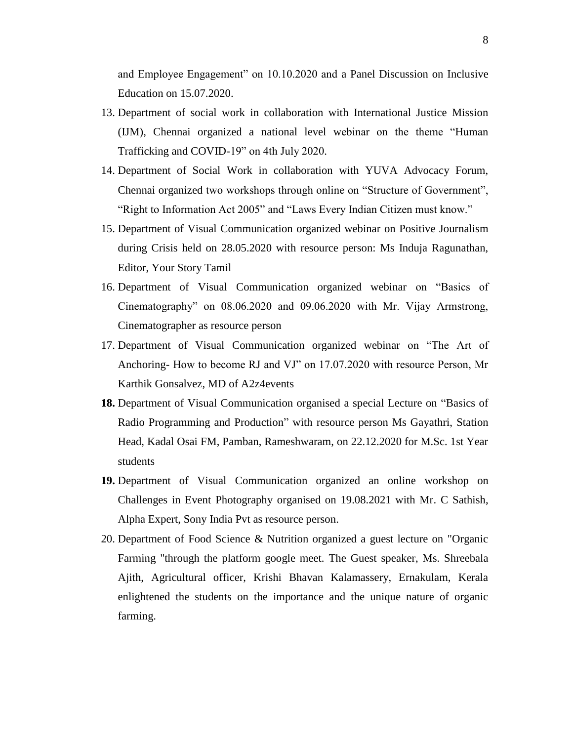and Employee Engagement" on 10.10.2020 and a Panel Discussion on Inclusive Education on 15.07.2020.

13. Department of social work in collaboration with International Justice Mission (IJM), Chennai organized a national level webinar on the theme "Human Trafficking and COVID-19" on 4th July 2020.
14. Department of Social Work in collaboration with YUVA Advocacy Forum, Chennai organized two workshops through online on "Structure of Government", "Right to Information Act 2005" and "Laws Every Indian Citizen must know."
15. Department of Visual Communication organized webinar on Positive Journalism during Crisis held on 28.05.2020 with resource person: Ms Induja Ragunathan, Editor, Your Story Tamil
16. Department of Visual Communication organized webinar on "Basics of Cinematography" on 08.06.2020 and 09.06.2020 with Mr. Vijay Armstrong, Cinematographer as resource person
17. Department of Visual Communication organized webinar on "The Art of Anchoring- How to become RJ and VJ" on 17.07.2020 with resource Person, Mr Karthik Gonsalvez, MD of A2z4events
18. Department of Visual Communication organised a special Lecture on "Basics of Radio Programming and Production" with resource person Ms Gayathri, Station Head, Kadal Osai FM, Pamban, Rameshwaram, on 22.12.2020 for M.Sc. 1st Year students
19. Department of Visual Communication organized an online workshop on Challenges in Event Photography organised on 19.08.2021 with Mr. C Sathish, Alpha Expert, Sony India Pvt as resource person.
20. Department of Food Science & Nutrition organized a guest lecture on "Organic Farming "through the platform google meet. The Guest speaker, Ms. Shreebala Ajith, Agricultural officer, Krishi Bhavan Kalamassery, Ernakulam, Kerala enlightened the students on the importance and the unique nature of organic farming.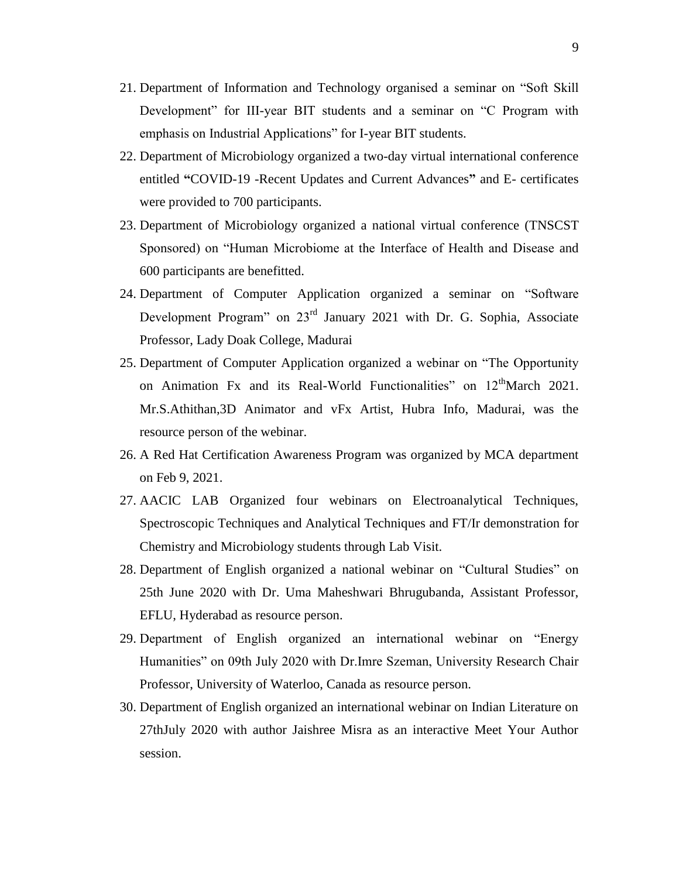21. Department of Information and Technology organised a seminar on “Soft Skill Development” for III-year BIT students and a seminar on “C Program with emphasis on Industrial Applications” for I-year BIT students.
22. Department of Microbiology organized a two-day virtual international conference entitled **“**COVID-19 -Recent Updates and Current Advances**”** and E- certificates were provided to 700 participants.
23. Department of Microbiology organized a national virtual conference (TNSCST Sponsored) on “Human Microbiome at the Interface of Health and Disease and 600 participants are benefitted.
24. Department of Computer Application organized a seminar on “Software Development Program” on 23rd January 2021 with Dr. G. Sophia, Associate Professor, Lady Doak College, Madurai
25. Department of Computer Application organized a webinar on “The Opportunity on Animation Fx and its Real-World Functionalities” on 12thMarch 2021. Mr.S.Athithan,3D Animator and vFx Artist, Hubra Info, Madurai, was the resource person of the webinar.
26. A Red Hat Certification Awareness Program was organized by MCA department on Feb 9, 2021.
27. AACIC LAB Organized four webinars on Electroanalytical Techniques, Spectroscopic Techniques and Analytical Techniques and FT/Ir demonstration for Chemistry and Microbiology students through Lab Visit.
28. Department of English organized a national webinar on “Cultural Studies” on 25th June 2020 with Dr. Uma Maheshwari Bhrugubanda, Assistant Professor, EFLU, Hyderabad as resource person.
29. Department of English organized an international webinar on “Energy Humanities” on 09th July 2020 with Dr.Imre Szeman, University Research Chair Professor, University of Waterloo, Canada as resource person.
30. Department of English organized an international webinar on Indian Literature on 27thJuly 2020 with author Jaishree Misra as an interactive Meet Your Author session.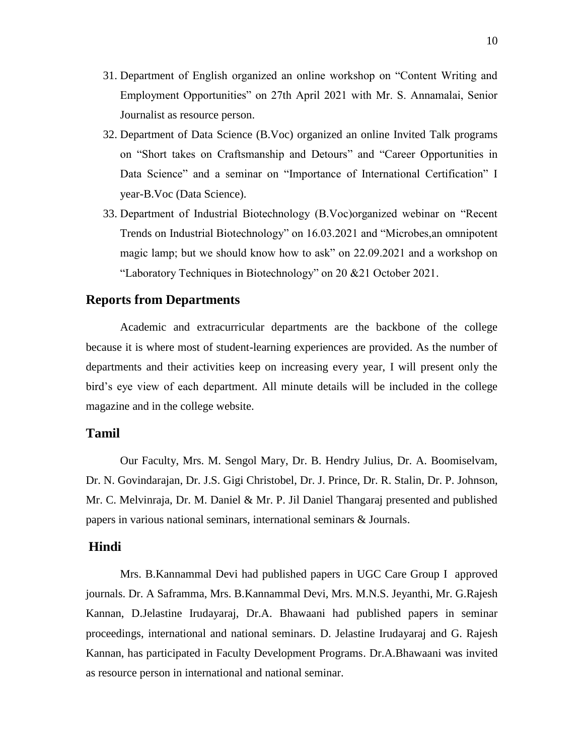31. Department of English organized an online workshop on “Content Writing and Employment Opportunities” on 27th April 2021 with Mr. S. Annamalai, Senior Journalist as resource person.
32. Department of Data Science (B.Voc) organized an online Invited Talk programs on “Short takes on Craftsmanship and Detours” and “Career Opportunities in Data Science” and a seminar on “Importance of International Certification” I year-B.Voc (Data Science).
33. Department of Industrial Biotechnology (B.Voc)organized webinar on “Recent Trends on Industrial Biotechnology” on 16.03.2021 and “Microbes,an omnipotent magic lamp; but we should know how to ask” on 22.09.2021 and a workshop on “Laboratory Techniques in Biotechnology” on 20 &21 October 2021.

## Reports from Departments

Academic and extracurricular departments are the backbone of the college because it is where most of student-learning experiences are provided. As the number of departments and their activities keep on increasing every year, I will present only the bird’s eye view of each department. All minute details will be included in the college magazine and in the college website.

### Tamil

Our Faculty, Mrs. M. Sengol Mary, Dr. B. Hendry Julius, Dr. A. Boomiselvam, Dr. N. Govindarajan, Dr. J.S. Gigi Christobel, Dr. J. Prince, Dr. R. Stalin, Dr. P. Johnson, Mr. C. Melvinraja, Dr. M. Daniel & Mr. P. Jil Daniel Thangaraj presented and published papers in various national seminars, international seminars & Journals.

### Hindi

Mrs. B.Kannammal Devi had published papers in UGC Care Group I approved journals. Dr. A Saframma, Mrs. B.Kannammal Devi, Mrs. M.N.S. Jeyanthi, Mr. G.Rajesh Kannan, D.Jelastine Irudayaraj, Dr.A. Bhawaani had published papers in seminar proceedings, international and national seminars. D. Jelastine Irudayaraj and G. Rajesh Kannan, has participated in Faculty Development Programs. Dr.A.Bhawaani was invited as resource person in international and national seminar.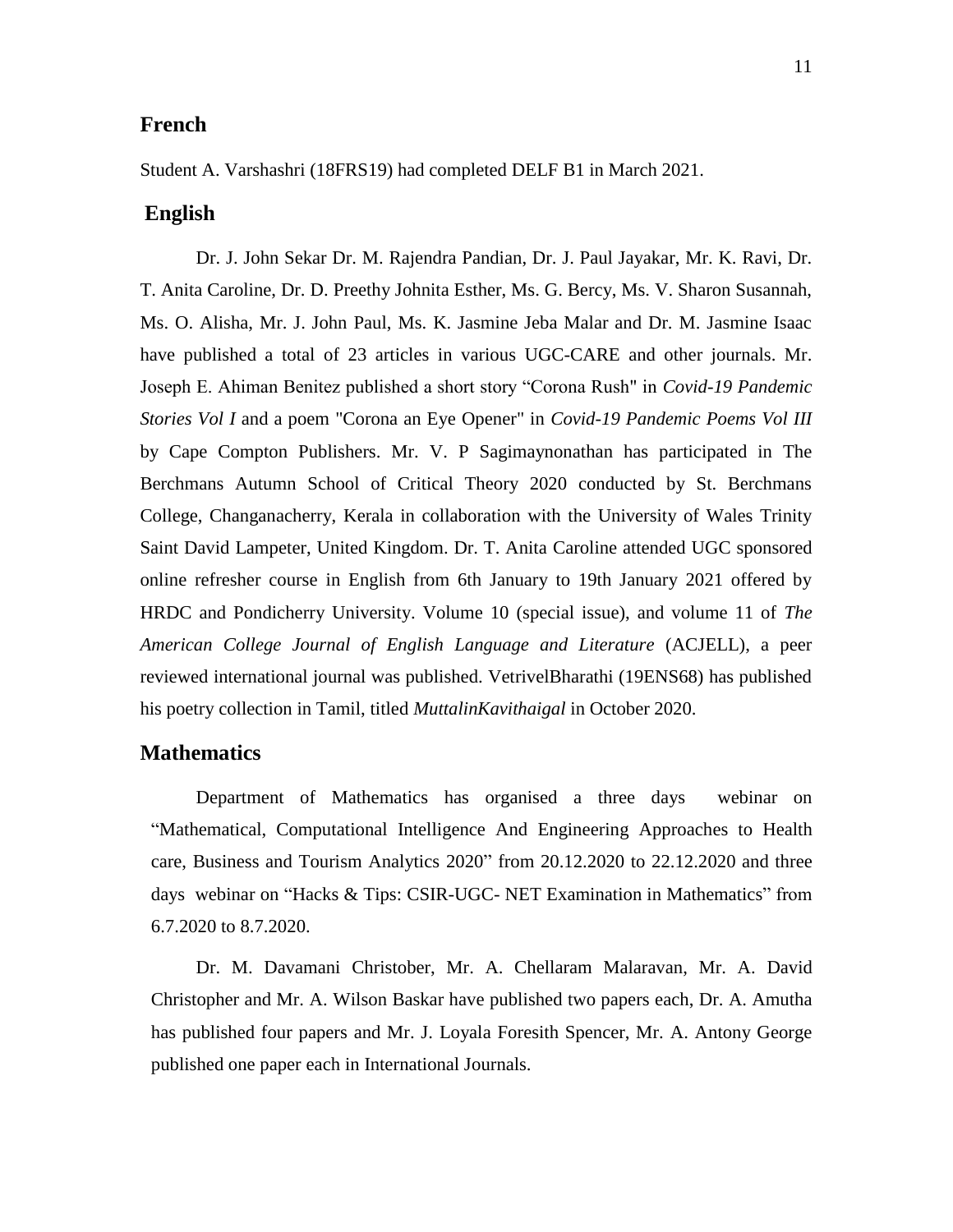## French

Student A. Varshashri (18FRS19) had completed DELF B1 in March 2021.

## English

Dr. J. John Sekar Dr. M. Rajendra Pandian, Dr. J. Paul Jayakar, Mr. K. Ravi, Dr. T. Anita Caroline, Dr. D. Preethy Johnita Esther, Ms. G. Bercy, Ms. V. Sharon Susannah, Ms. O. Alisha, Mr. J. John Paul, Ms. K. Jasmine Jeba Malar and Dr. M. Jasmine Isaac have published a total of 23 articles in various UGC-CARE and other journals. Mr. Joseph E. Ahiman Benitez published a short story "Corona Rush" in *Covid-19 Pandemic Stories Vol I* and a poem "Corona an Eye Opener" in *Covid-19 Pandemic Poems Vol III* by Cape Compton Publishers. Mr. V. P Sagimaynonathan has participated in The Berchmans Autumn School of Critical Theory 2020 conducted by St. Berchmans College, Changanacherry, Kerala in collaboration with the University of Wales Trinity Saint David Lampeter, United Kingdom. Dr. T. Anita Caroline attended UGC sponsored online refresher course in English from 6th January to 19th January 2021 offered by HRDC and Pondicherry University. Volume 10 (special issue), and volume 11 of *The American College Journal of English Language and Literature* (ACJELL), a peer reviewed international journal was published. VetrivelBharathi (19ENS68) has published his poetry collection in Tamil, titled *MuttalinKavithaigal* in October 2020.

## Mathematics

Department of Mathematics has organised a three days webinar on "Mathematical, Computational Intelligence And Engineering Approaches to Health care, Business and Tourism Analytics 2020" from 20.12.2020 to 22.12.2020 and three days webinar on "Hacks & Tips: CSIR-UGC- NET Examination in Mathematics" from 6.7.2020 to 8.7.2020.

Dr. M. Davamani Christober, Mr. A. Chellaram Malaravan, Mr. A. David Christopher and Mr. A. Wilson Baskar have published two papers each, Dr. A. Amutha has published four papers and Mr. J. Loyala Foresith Spencer, Mr. A. Antony George published one paper each in International Journals.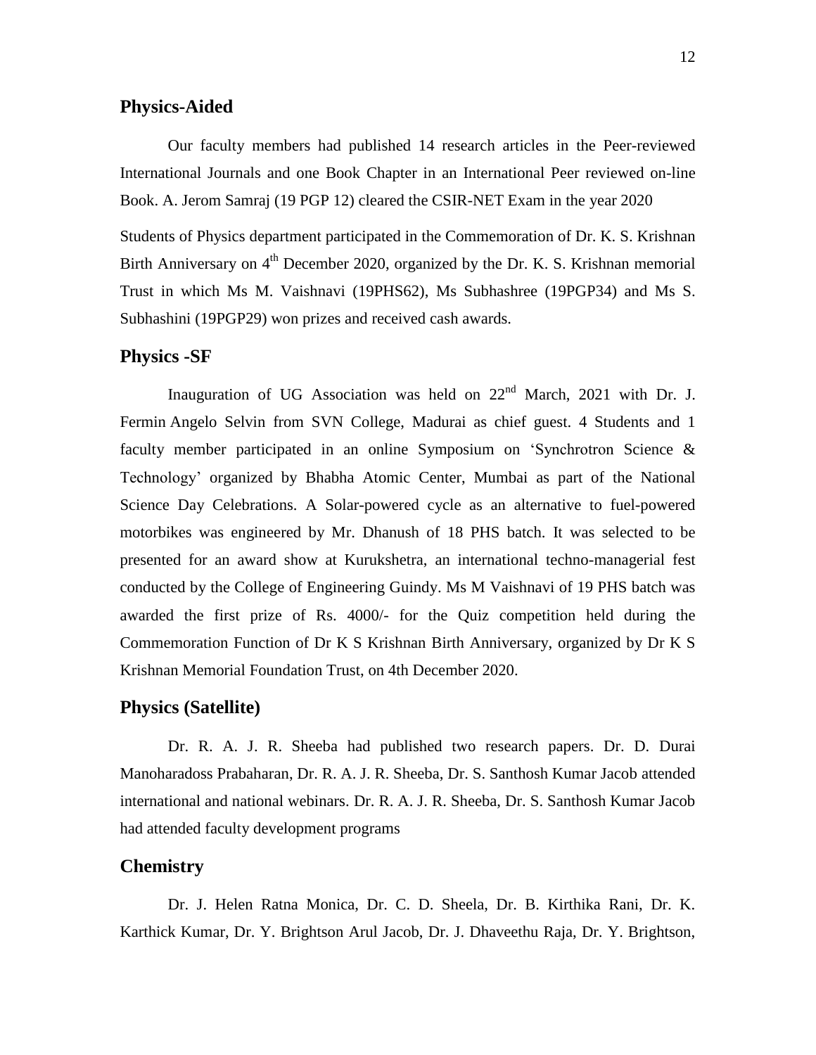## Physics-Aided

Our faculty members had published 14 research articles in the Peer-reviewed International Journals and one Book Chapter in an International Peer reviewed on-line Book. A. Jerom Samraj (19 PGP 12) cleared the CSIR-NET Exam in the year 2020

Students of Physics department participated in the Commemoration of Dr. K. S. Krishnan Birth Anniversary on 4th December 2020, organized by the Dr. K. S. Krishnan memorial Trust in which Ms M. Vaishnavi (19PHS62), Ms Subhashree (19PGP34) and Ms S. Subhashini (19PGP29) won prizes and received cash awards.

## Physics -SF

Inauguration of UG Association was held on 22nd March, 2021 with Dr. J. Fermin Angelo Selvin from SVN College, Madurai as chief guest. 4 Students and 1 faculty member participated in an online Symposium on 'Synchrotron Science & Technology' organized by Bhabha Atomic Center, Mumbai as part of the National Science Day Celebrations. A Solar-powered cycle as an alternative to fuel-powered motorbikes was engineered by Mr. Dhanush of 18 PHS batch. It was selected to be presented for an award show at Kurukshetra, an international techno-managerial fest conducted by the College of Engineering Guindy. Ms M Vaishnavi of 19 PHS batch was awarded the first prize of Rs. 4000/- for the Quiz competition held during the Commemoration Function of Dr K S Krishnan Birth Anniversary, organized by Dr K S Krishnan Memorial Foundation Trust, on 4th December 2020.

## Physics (Satellite)

Dr. R. A. J. R. Sheeba had published two research papers. Dr. D. Durai Manoharadoss Prabaharan, Dr. R. A. J. R. Sheeba, Dr. S. Santhosh Kumar Jacob attended international and national webinars. Dr. R. A. J. R. Sheeba, Dr. S. Santhosh Kumar Jacob had attended faculty development programs

## Chemistry

Dr. J. Helen Ratna Monica, Dr. C. D. Sheela, Dr. B. Kirthika Rani, Dr. K. Karthick Kumar, Dr. Y. Brightson Arul Jacob, Dr. J. Dhaveethu Raja, Dr. Y. Brightson,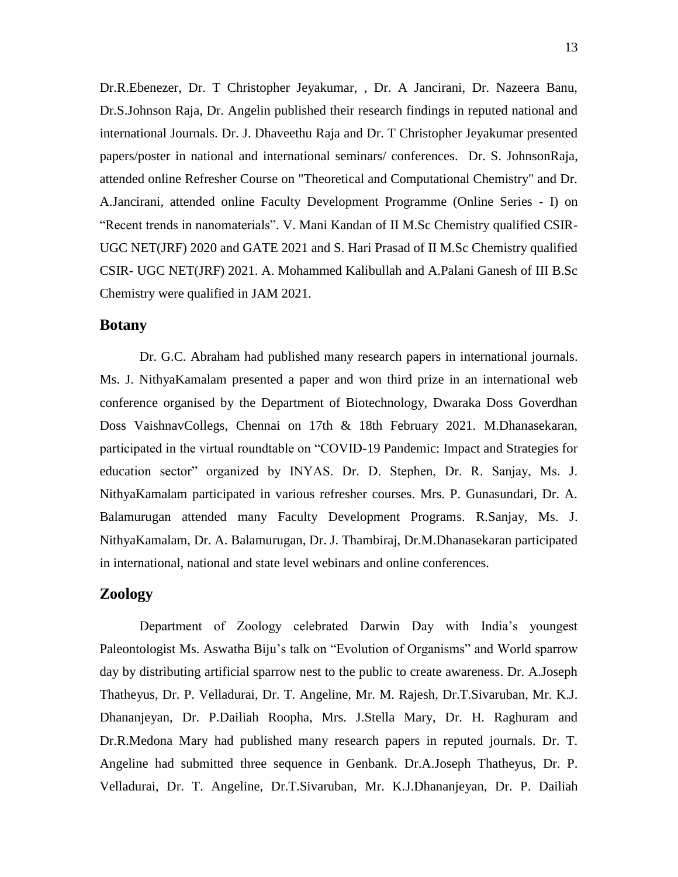Dr.R.Ebenezer, Dr. T Christopher Jeyakumar, , Dr. A Jancirani, Dr. Nazeera Banu, Dr.S.Johnson Raja, Dr. Angelin published their research findings in reputed national and international Journals. Dr. J. Dhaveethu Raja and Dr. T Christopher Jeyakumar presented papers/poster in national and international seminars/ conferences. Dr. S. JohnsonRaja, attended online Refresher Course on "Theoretical and Computational Chemistry" and Dr. A.Jancirani, attended online Faculty Development Programme (Online Series - I) on “Recent trends in nanomaterials”. V. Mani Kandan of II M.Sc Chemistry qualified CSIR-UGC NET(JRF) 2020 and GATE 2021 and S. Hari Prasad of II M.Sc Chemistry qualified CSIR- UGC NET(JRF) 2021. A. Mohammed Kalibullah and A.Palani Ganesh of III B.Sc Chemistry were qualified in JAM 2021.

## Botany

Dr. G.C. Abraham had published many research papers in international journals. Ms. J. NithyaKamalam presented a paper and won third prize in an international web conference organised by the Department of Biotechnology, Dwaraka Doss Goverdhan Doss VaishnavCollegs, Chennai on 17th & 18th February 2021. M.Dhanasekaran, participated in the virtual roundtable on “COVID-19 Pandemic: Impact and Strategies for education sector” organized by INYAS. Dr. D. Stephen, Dr. R. Sanjay, Ms. J. NithyaKamalam participated in various refresher courses. Mrs. P. Gunasundari, Dr. A. Balamurugan attended many Faculty Development Programs. R.Sanjay, Ms. J. NithyaKamalam, Dr. A. Balamurugan, Dr. J. Thambiraj, Dr.M.Dhanasekaran participated in international, national and state level webinars and online conferences.

## Zoology

Department of Zoology celebrated Darwin Day with India’s youngest Paleontologist Ms. Aswatha Biju’s talk on “Evolution of Organisms” and World sparrow day by distributing artificial sparrow nest to the public to create awareness. Dr. A.Joseph Thatheyus, Dr. P. Velladurai, Dr. T. Angeline, Mr. M. Rajesh, Dr.T.Sivaruban, Mr. K.J. Dhananjeyan, Dr. P.Dailiah Roopha, Mrs. J.Stella Mary, Dr. H. Raghuram and Dr.R.Medona Mary had published many research papers in reputed journals. Dr. T. Angeline had submitted three sequence in Genbank. Dr.A.Joseph Thatheyus, Dr. P. Velladurai, Dr. T. Angeline, Dr.T.Sivaruban, Mr. K.J.Dhananjeyan, Dr. P. Dailiah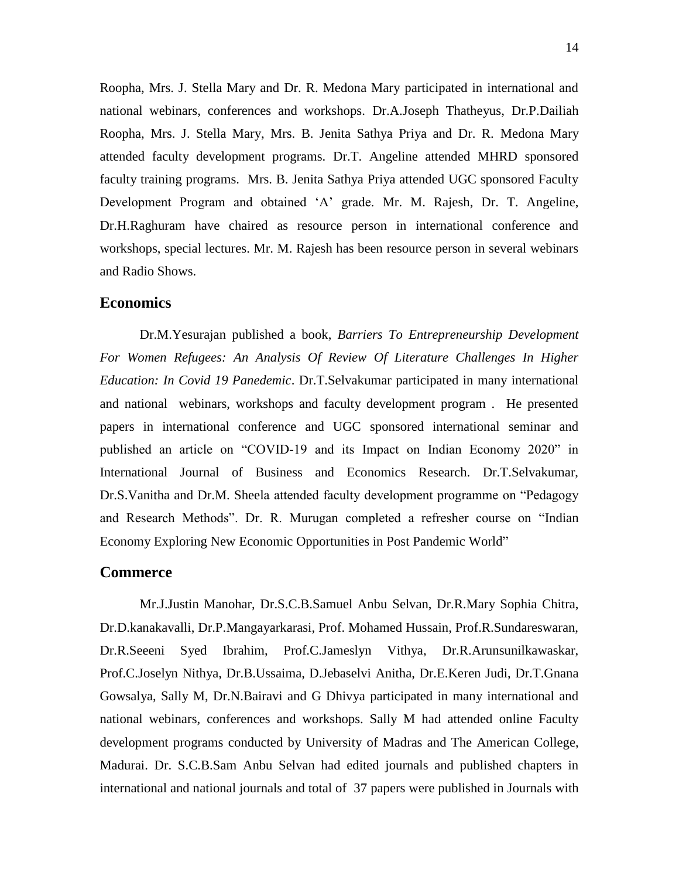Roopha, Mrs. J. Stella Mary and Dr. R. Medona Mary participated in international and national webinars, conferences and workshops. Dr.A.Joseph Thatheyus, Dr.P.Dailiah Roopha, Mrs. J. Stella Mary, Mrs. B. Jenita Sathya Priya and Dr. R. Medona Mary attended faculty development programs. Dr.T. Angeline attended MHRD sponsored faculty training programs. Mrs. B. Jenita Sathya Priya attended UGC sponsored Faculty Development Program and obtained 'A' grade. Mr. M. Rajesh, Dr. T. Angeline, Dr.H.Raghuram have chaired as resource person in international conference and workshops, special lectures. Mr. M. Rajesh has been resource person in several webinars and Radio Shows.

## Economics

Dr.M.Yesurajan published a book, *Barriers To Entrepreneurship Development For Women Refugees: An Analysis Of Review Of Literature Challenges In Higher Education: In Covid 19 Panedemic*. Dr.T.Selvakumar participated in many international and national webinars, workshops and faculty development program . He presented papers in international conference and UGC sponsored international seminar and published an article on "COVID-19 and its Impact on Indian Economy 2020" in International Journal of Business and Economics Research. Dr.T.Selvakumar, Dr.S.Vanitha and Dr.M. Sheela attended faculty development programme on "Pedagogy and Research Methods". Dr. R. Murugan completed a refresher course on "Indian Economy Exploring New Economic Opportunities in Post Pandemic World"

## Commerce

Mr.J.Justin Manohar, Dr.S.C.B.Samuel Anbu Selvan, Dr.R.Mary Sophia Chitra, Dr.D.kanakavalli, Dr.P.Mangayarkarasi, Prof. Mohamed Hussain, Prof.R.Sundareswaran, Dr.R.Seeeni Syed Ibrahim, Prof.C.Jameslyn Vithya, Dr.R.Arunsunilkawaskar, Prof.C.Joselyn Nithya, Dr.B.Ussaima, D.Jebaselvi Anitha, Dr.E.Keren Judi, Dr.T.Gnana Gowsalya, Sally M, Dr.N.Bairavi and G Dhivya participated in many international and national webinars, conferences and workshops. Sally M had attended online Faculty development programs conducted by University of Madras and The American College, Madurai. Dr. S.C.B.Sam Anbu Selvan had edited journals and published chapters in international and national journals and total of 37 papers were published in Journals with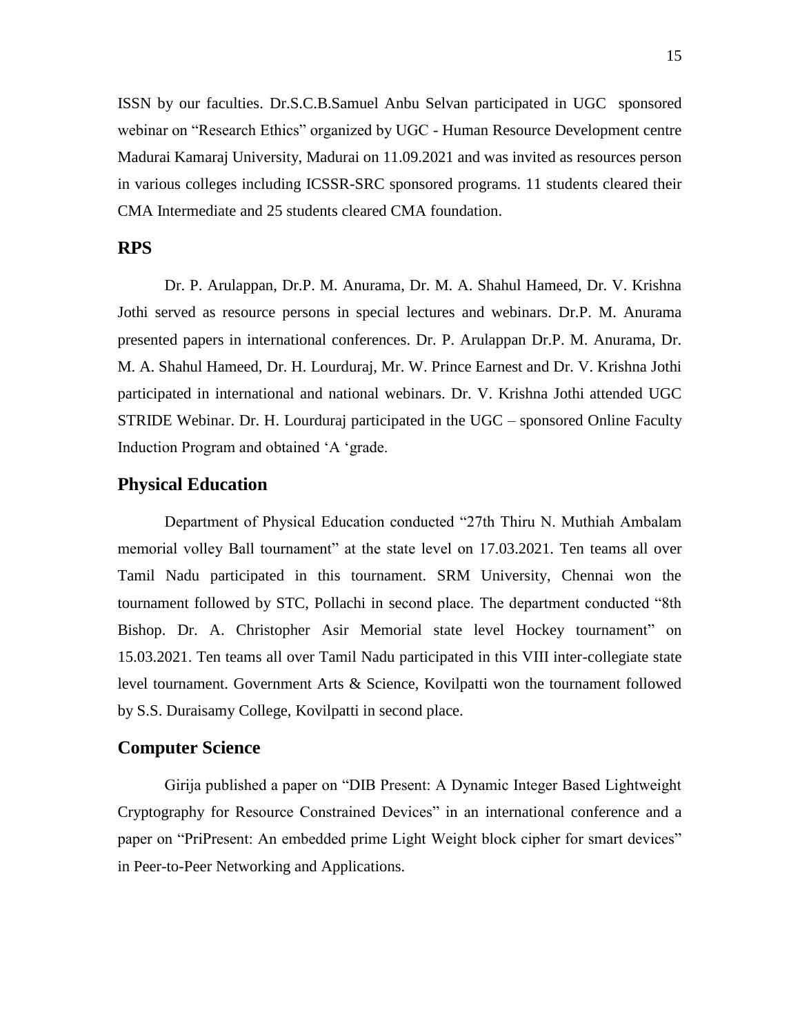ISSN by our faculties. Dr.S.C.B.Samuel Anbu Selvan participated in UGC sponsored webinar on "Research Ethics" organized by UGC - Human Resource Development centre Madurai Kamaraj University, Madurai on 11.09.2021 and was invited as resources person in various colleges including ICSSR-SRC sponsored programs. 11 students cleared their CMA Intermediate and 25 students cleared CMA foundation.

## RPS

Dr. P. Arulappan, Dr.P. M. Anurama, Dr. M. A. Shahul Hameed, Dr. V. Krishna Jothi served as resource persons in special lectures and webinars. Dr.P. M. Anurama presented papers in international conferences. Dr. P. Arulappan Dr.P. M. Anurama, Dr. M. A. Shahul Hameed, Dr. H. Lourduraj, Mr. W. Prince Earnest and Dr. V. Krishna Jothi participated in international and national webinars. Dr. V. Krishna Jothi attended UGC STRIDE Webinar. Dr. H. Lourduraj participated in the UGC – sponsored Online Faculty Induction Program and obtained 'A 'grade.

## Physical Education

Department of Physical Education conducted "27th Thiru N. Muthiah Ambalam memorial volley Ball tournament" at the state level on 17.03.2021. Ten teams all over Tamil Nadu participated in this tournament. SRM University, Chennai won the tournament followed by STC, Pollachi in second place. The department conducted "8th Bishop. Dr. A. Christopher Asir Memorial state level Hockey tournament" on 15.03.2021. Ten teams all over Tamil Nadu participated in this VIII inter-collegiate state level tournament. Government Arts & Science, Kovilpatti won the tournament followed by S.S. Duraisamy College, Kovilpatti in second place.

## Computer Science

Girija published a paper on "DIB Present: A Dynamic Integer Based Lightweight Cryptography for Resource Constrained Devices" in an international conference and a paper on "PriPresent: An embedded prime Light Weight block cipher for smart devices" in Peer-to-Peer Networking and Applications.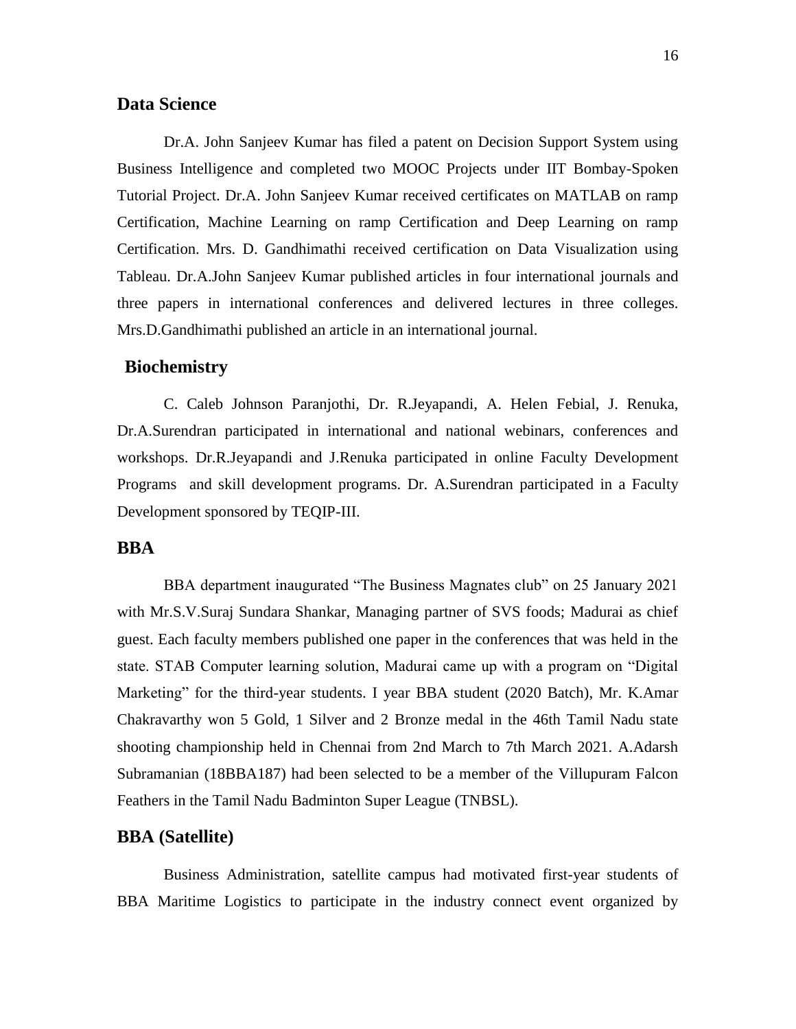## Data Science

Dr.A. John Sanjeev Kumar has filed a patent on Decision Support System using Business Intelligence and completed two MOOC Projects under IIT Bombay-Spoken Tutorial Project. Dr.A. John Sanjeev Kumar received certificates on MATLAB on ramp Certification, Machine Learning on ramp Certification and Deep Learning on ramp Certification. Mrs. D. Gandhimathi received certification on Data Visualization using Tableau. Dr.A.John Sanjeev Kumar published articles in four international journals and three papers in international conferences and delivered lectures in three colleges. Mrs.D.Gandhimathi published an article in an international journal.

## Biochemistry

C. Caleb Johnson Paranjothi, Dr. R.Jeyapandi, A. Helen Febial, J. Renuka, Dr.A.Surendran participated in international and national webinars, conferences and workshops. Dr.R.Jeyapandi and J.Renuka participated in online Faculty Development Programs and skill development programs. Dr. A.Surendran participated in a Faculty Development sponsored by TEQIP-III.

## BBA

BBA department inaugurated "The Business Magnates club" on 25 January 2021 with Mr.S.V.Suraj Sundara Shankar, Managing partner of SVS foods; Madurai as chief guest. Each faculty members published one paper in the conferences that was held in the state. STAB Computer learning solution, Madurai came up with a program on "Digital Marketing" for the third-year students. I year BBA student (2020 Batch), Mr. K.Amar Chakravarthy won 5 Gold, 1 Silver and 2 Bronze medal in the 46th Tamil Nadu state shooting championship held in Chennai from 2nd March to 7th March 2021. A.Adarsh Subramanian (18BBA187) had been selected to be a member of the Villupuram Falcon Feathers in the Tamil Nadu Badminton Super League (TNBSL).

## BBA (Satellite)

Business Administration, satellite campus had motivated first-year students of BBA Maritime Logistics to participate in the industry connect event organized by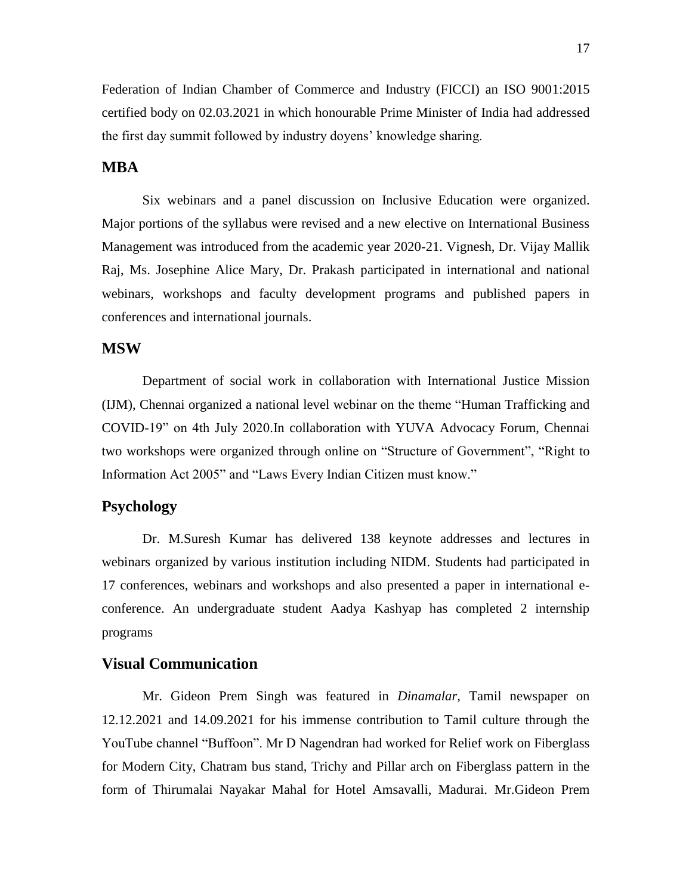Federation of Indian Chamber of Commerce and Industry (FICCI) an ISO 9001:2015 certified body on 02.03.2021 in which honourable Prime Minister of India had addressed the first day summit followed by industry doyens' knowledge sharing.

## MBA

Six webinars and a panel discussion on Inclusive Education were organized. Major portions of the syllabus were revised and a new elective on International Business Management was introduced from the academic year 2020-21. Vignesh, Dr. Vijay Mallik Raj, Ms. Josephine Alice Mary, Dr. Prakash participated in international and national webinars, workshops and faculty development programs and published papers in conferences and international journals.

## MSW

Department of social work in collaboration with International Justice Mission (IJM), Chennai organized a national level webinar on the theme "Human Trafficking and COVID-19" on 4th July 2020.In collaboration with YUVA Advocacy Forum, Chennai two workshops were organized through online on "Structure of Government", "Right to Information Act 2005" and "Laws Every Indian Citizen must know."

## Psychology

Dr. M.Suresh Kumar has delivered 138 keynote addresses and lectures in webinars organized by various institution including NIDM. Students had participated in 17 conferences, webinars and workshops and also presented a paper in international e-conference. An undergraduate student Aadya Kashyap has completed 2 internship programs

## Visual Communication

Mr. Gideon Prem Singh was featured in *Dinamalar,* Tamil newspaper on 12.12.2021 and 14.09.2021 for his immense contribution to Tamil culture through the YouTube channel "Buffoon". Mr D Nagendran had worked for Relief work on Fiberglass for Modern City, Chatram bus stand, Trichy and Pillar arch on Fiberglass pattern in the form of Thirumalai Nayakar Mahal for Hotel Amsavalli, Madurai. Mr.Gideon Prem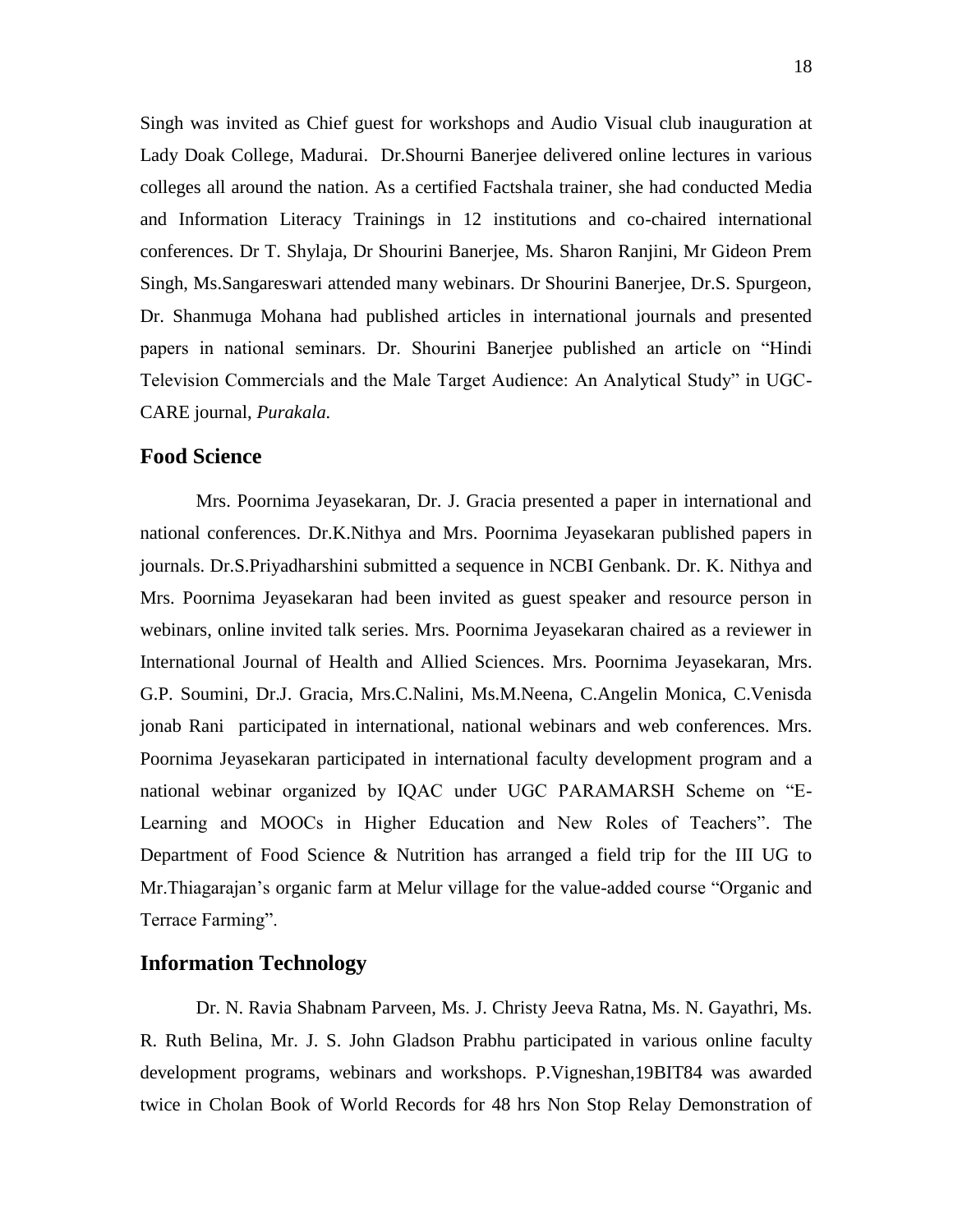Singh was invited as Chief guest for workshops and Audio Visual club inauguration at Lady Doak College, Madurai. Dr.Shourni Banerjee delivered online lectures in various colleges all around the nation. As a certified Factshala trainer, she had conducted Media and Information Literacy Trainings in 12 institutions and co-chaired international conferences. Dr T. Shylaja, Dr Shourini Banerjee, Ms. Sharon Ranjini, Mr Gideon Prem Singh, Ms.Sangareswari attended many webinars. Dr Shourini Banerjee, Dr.S. Spurgeon, Dr. Shanmuga Mohana had published articles in international journals and presented papers in national seminars. Dr. Shourini Banerjee published an article on "Hindi Television Commercials and the Male Target Audience: An Analytical Study" in UGC-CARE journal, *Purakala.*

## Food Science

Mrs. Poornima Jeyasekaran, Dr. J. Gracia presented a paper in international and national conferences. Dr.K.Nithya and Mrs. Poornima Jeyasekaran published papers in journals. Dr.S.Priyadharshini submitted a sequence in NCBI Genbank. Dr. K. Nithya and Mrs. Poornima Jeyasekaran had been invited as guest speaker and resource person in webinars, online invited talk series. Mrs. Poornima Jeyasekaran chaired as a reviewer in International Journal of Health and Allied Sciences. Mrs. Poornima Jeyasekaran, Mrs. G.P. Soumini, Dr.J. Gracia, Mrs.C.Nalini, Ms.M.Neena, C.Angelin Monica, C.Venisda jonab Rani participated in international, national webinars and web conferences. Mrs. Poornima Jeyasekaran participated in international faculty development program and a national webinar organized by IQAC under UGC PARAMARSH Scheme on "E-Learning and MOOCs in Higher Education and New Roles of Teachers". The Department of Food Science & Nutrition has arranged a field trip for the III UG to Mr.Thiagarajan's organic farm at Melur village for the value-added course "Organic and Terrace Farming".

## Information Technology

Dr. N. Ravia Shabnam Parveen, Ms. J. Christy Jeeva Ratna, Ms. N. Gayathri, Ms. R. Ruth Belina, Mr. J. S. John Gladson Prabhu participated in various online faculty development programs, webinars and workshops. P.Vigneshan,19BIT84 was awarded twice in Cholan Book of World Records for 48 hrs Non Stop Relay Demonstration of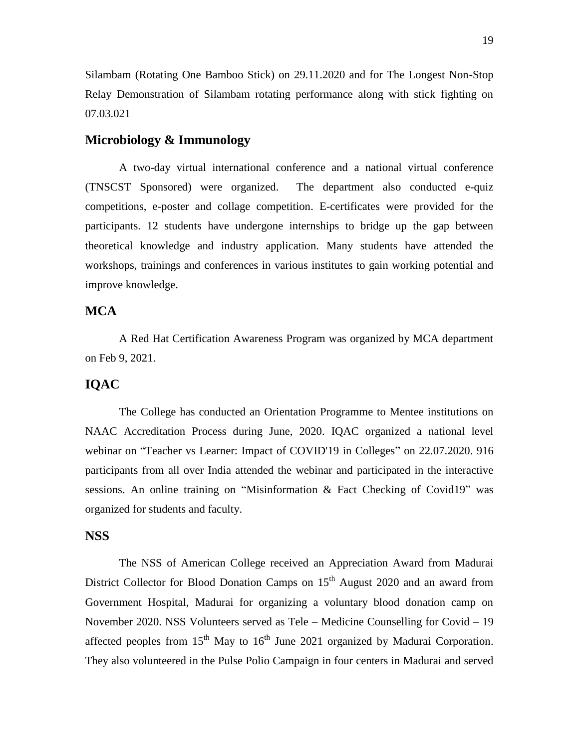Silambam (Rotating One Bamboo Stick) on 29.11.2020 and for The Longest Non-Stop Relay Demonstration of Silambam rotating performance along with stick fighting on 07.03.021

## Microbiology & Immunology

A two-day virtual international conference and a national virtual conference (TNSCST Sponsored) were organized. The department also conducted e-quiz competitions, e-poster and collage competition. E-certificates were provided for the participants. 12 students have undergone internships to bridge up the gap between theoretical knowledge and industry application. Many students have attended the workshops, trainings and conferences in various institutes to gain working potential and improve knowledge.

## MCA

A Red Hat Certification Awareness Program was organized by MCA department on Feb 9, 2021.

## IQAC

The College has conducted an Orientation Programme to Mentee institutions on NAAC Accreditation Process during June, 2020. IQAC organized a national level webinar on "Teacher vs Learner: Impact of COVID'19 in Colleges" on 22.07.2020. 916 participants from all over India attended the webinar and participated in the interactive sessions. An online training on "Misinformation & Fact Checking of Covid19" was organized for students and faculty.

## NSS

The NSS of American College received an Appreciation Award from Madurai District Collector for Blood Donation Camps on 15th August 2020 and an award from Government Hospital, Madurai for organizing a voluntary blood donation camp on November 2020. NSS Volunteers served as Tele – Medicine Counselling for Covid – 19 affected peoples from 15th May to 16th June 2021 organized by Madurai Corporation. They also volunteered in the Pulse Polio Campaign in four centers in Madurai and served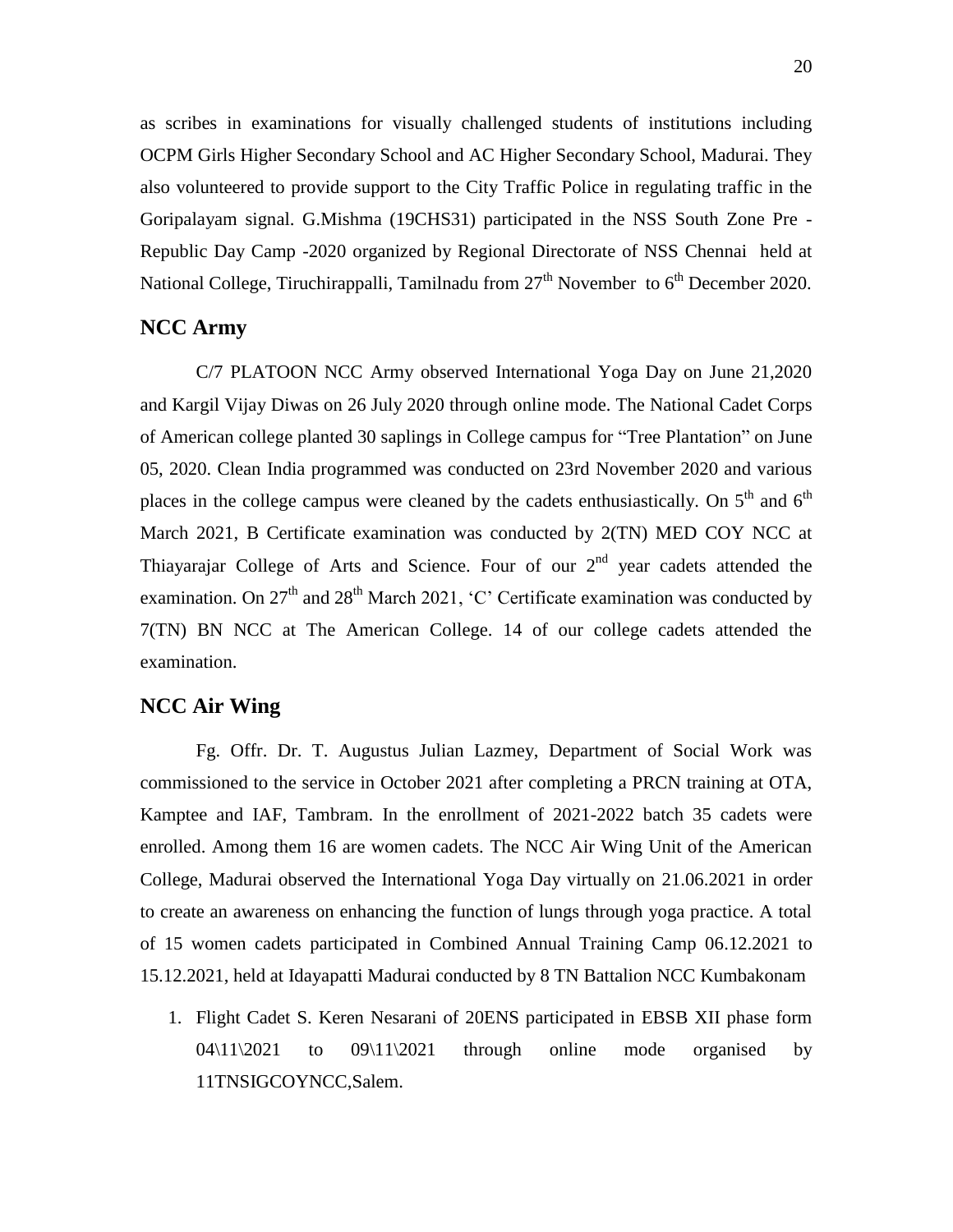as scribes in examinations for visually challenged students of institutions including OCPM Girls Higher Secondary School and AC Higher Secondary School, Madurai. They also volunteered to provide support to the City Traffic Police in regulating traffic in the Goripalayam signal. G.Mishma (19CHS31) participated in the NSS South Zone Pre - Republic Day Camp -2020 organized by Regional Directorate of NSS Chennai held at National College, Tiruchirappalli, Tamilnadu from 27th November to 6th December 2020.

## NCC Army

C/7 PLATOON NCC Army observed International Yoga Day on June 21,2020 and Kargil Vijay Diwas on 26 July 2020 through online mode. The National Cadet Corps of American college planted 30 saplings in College campus for "Tree Plantation" on June 05, 2020. Clean India programmed was conducted on 23rd November 2020 and various places in the college campus were cleaned by the cadets enthusiastically. On 5th and 6th March 2021, B Certificate examination was conducted by 2(TN) MED COY NCC at Thiayarajar College of Arts and Science. Four of our 2nd year cadets attended the examination. On 27th and 28th March 2021, 'C' Certificate examination was conducted by 7(TN) BN NCC at The American College. 14 of our college cadets attended the examination.

## NCC Air Wing

Fg. Offr. Dr. T. Augustus Julian Lazmey, Department of Social Work was commissioned to the service in October 2021 after completing a PRCN training at OTA, Kamptee and IAF, Tambram. In the enrollment of 2021-2022 batch 35 cadets were enrolled. Among them 16 are women cadets. The NCC Air Wing Unit of the American College, Madurai observed the International Yoga Day virtually on 21.06.2021 in order to create an awareness on enhancing the function of lungs through yoga practice. A total of 15 women cadets participated in Combined Annual Training Camp 06.12.2021 to 15.12.2021, held at Idayapatti Madurai conducted by 8 TN Battalion NCC Kumbakonam

1. Flight Cadet S. Keren Nesarani of 20ENS participated in EBSB XII phase form 04\11\2021 to 09\11\2021 through online mode organised by 11TNSIGCOYNCC,Salem.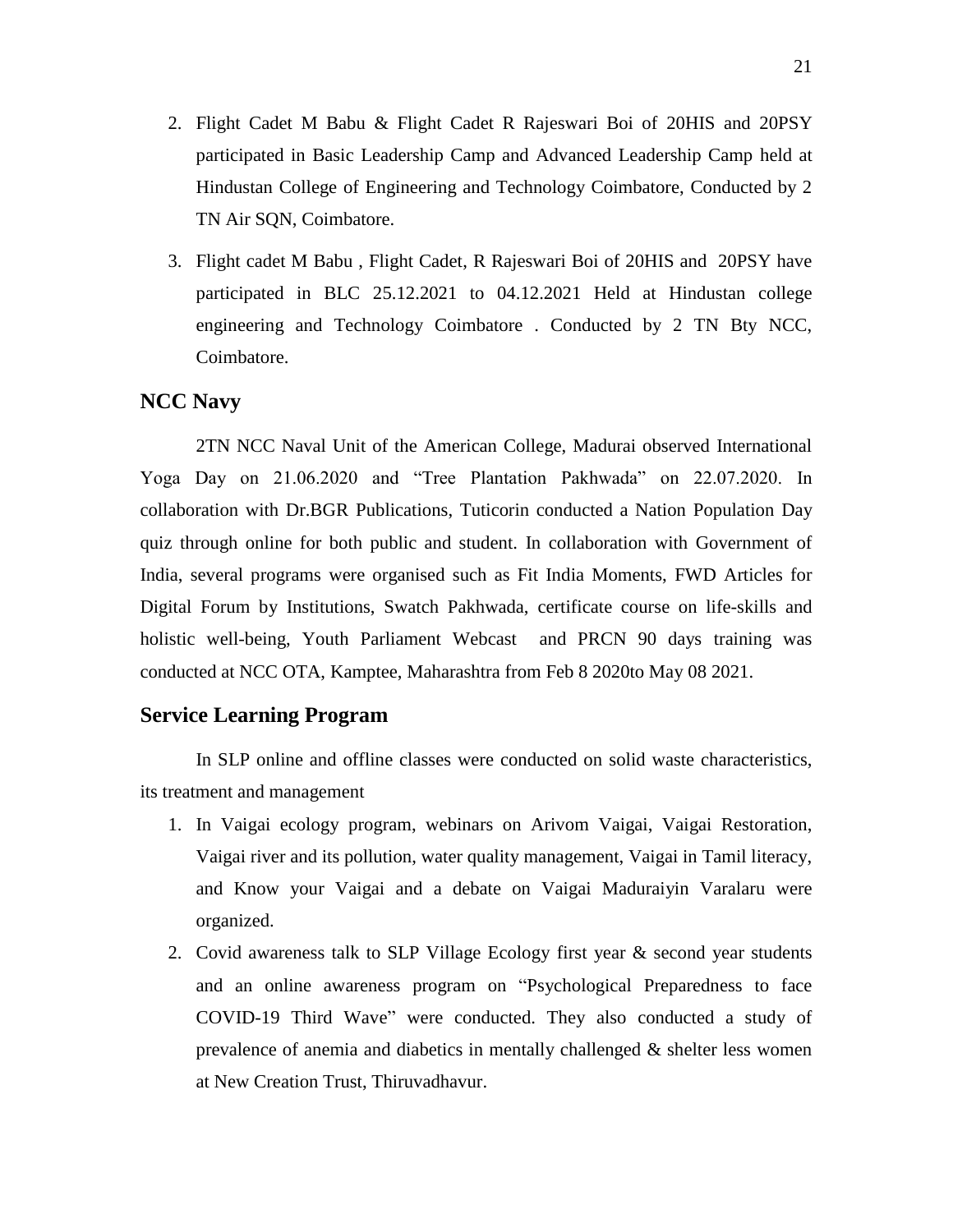2. Flight Cadet M Babu & Flight Cadet R Rajeswari Boi of 20HIS and 20PSY participated in Basic Leadership Camp and Advanced Leadership Camp held at Hindustan College of Engineering and Technology Coimbatore, Conducted by 2 TN Air SQN, Coimbatore.
3. Flight cadet M Babu , Flight Cadet, R Rajeswari Boi of 20HIS and 20PSY have participated in BLC 25.12.2021 to 04.12.2021 Held at Hindustan college engineering and Technology Coimbatore . Conducted by 2 TN Bty NCC, Coimbatore.

## NCC Navy

2TN NCC Naval Unit of the American College, Madurai observed International Yoga Day on 21.06.2020 and "Tree Plantation Pakhwada" on 22.07.2020. In collaboration with Dr.BGR Publications, Tuticorin conducted a Nation Population Day quiz through online for both public and student. In collaboration with Government of India, several programs were organised such as Fit India Moments, FWD Articles for Digital Forum by Institutions, Swatch Pakhwada, certificate course on life-skills and holistic well-being, Youth Parliament Webcast and PRCN 90 days training was conducted at NCC OTA, Kamptee, Maharashtra from Feb 8 2020to May 08 2021.

## Service Learning Program

In SLP online and offline classes were conducted on solid waste characteristics, its treatment and management

1. In Vaigai ecology program, webinars on Arivom Vaigai, Vaigai Restoration, Vaigai river and its pollution, water quality management, Vaigai in Tamil literacy, and Know your Vaigai and a debate on Vaigai Maduraiyin Varalaru were organized.
2. Covid awareness talk to SLP Village Ecology first year & second year students and an online awareness program on "Psychological Preparedness to face COVID-19 Third Wave" were conducted. They also conducted a study of prevalence of anemia and diabetics in mentally challenged & shelter less women at New Creation Trust, Thiruvadhavur.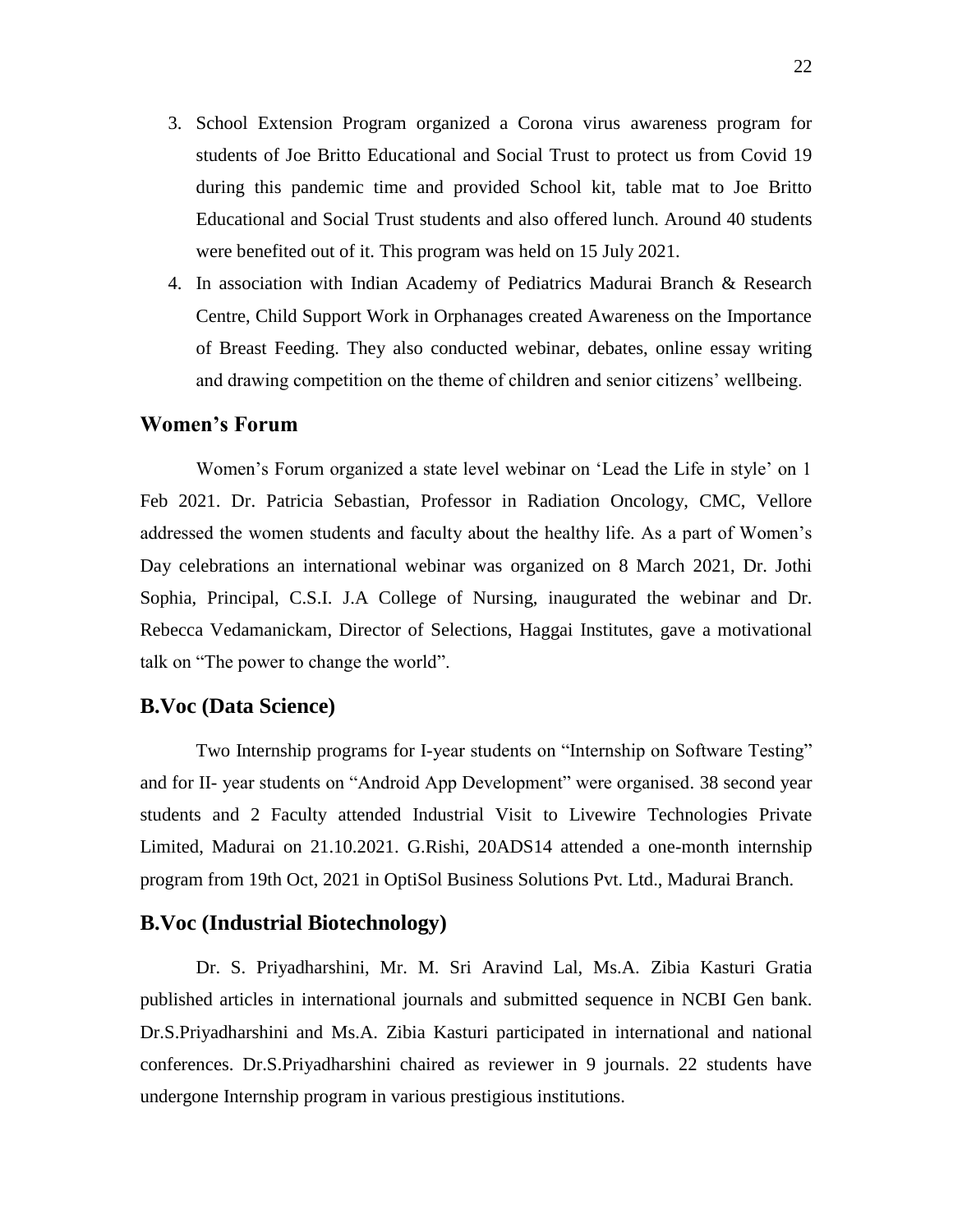3. School Extension Program organized a Corona virus awareness program for students of Joe Britto Educational and Social Trust to protect us from Covid 19 during this pandemic time and provided School kit, table mat to Joe Britto Educational and Social Trust students and also offered lunch. Around 40 students were benefited out of it. This program was held on 15 July 2021.
4. In association with Indian Academy of Pediatrics Madurai Branch & Research Centre, Child Support Work in Orphanages created Awareness on the Importance of Breast Feeding. They also conducted webinar, debates, online essay writing and drawing competition on the theme of children and senior citizens' wellbeing.

## Women's Forum

Women's Forum organized a state level webinar on 'Lead the Life in style' on 1 Feb 2021. Dr. Patricia Sebastian, Professor in Radiation Oncology, CMC, Vellore addressed the women students and faculty about the healthy life. As a part of Women's Day celebrations an international webinar was organized on 8 March 2021, Dr. Jothi Sophia, Principal, C.S.I. J.A College of Nursing, inaugurated the webinar and Dr. Rebecca Vedamanickam, Director of Selections, Haggai Institutes, gave a motivational talk on "The power to change the world".

## B.Voc (Data Science)

Two Internship programs for I-year students on "Internship on Software Testing" and for II- year students on "Android App Development" were organised. 38 second year students and 2 Faculty attended Industrial Visit to Livewire Technologies Private Limited, Madurai on 21.10.2021. G.Rishi, 20ADS14 attended a one-month internship program from 19th Oct, 2021 in OptiSol Business Solutions Pvt. Ltd., Madurai Branch.

## B.Voc (Industrial Biotechnology)

Dr. S. Priyadharshini, Mr. M. Sri Aravind Lal, Ms.A. Zibia Kasturi Gratia published articles in international journals and submitted sequence in NCBI Gen bank. Dr.S.Priyadharshini and Ms.A. Zibia Kasturi participated in international and national conferences. Dr.S.Priyadharshini chaired as reviewer in 9 journals. 22 students have undergone Internship program in various prestigious institutions.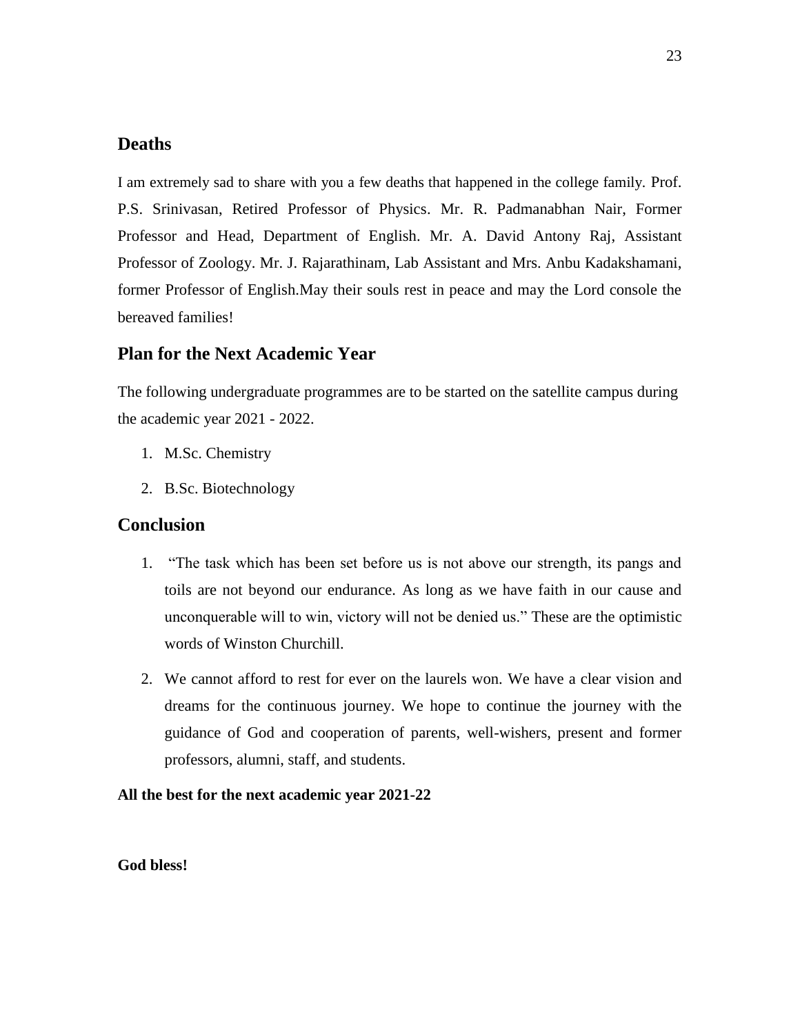## Deaths

I am extremely sad to share with you a few deaths that happened in the college family. Prof. P.S. Srinivasan, Retired Professor of Physics. Mr. R. Padmanabhan Nair, Former Professor and Head, Department of English. Mr. A. David Antony Raj, Assistant Professor of Zoology. Mr. J. Rajarathinam, Lab Assistant and Mrs. Anbu Kadakshamani, former Professor of English.May their souls rest in peace and may the Lord console the bereaved families!

## Plan for the Next Academic Year

The following undergraduate programmes are to be started on the satellite campus during the academic year 2021 - 2022.

1. M.Sc. Chemistry
2. B.Sc. Biotechnology

## Conclusion

1. "The task which has been set before us is not above our strength, its pangs and toils are not beyond our endurance. As long as we have faith in our cause and unconquerable will to win, victory will not be denied us." These are the optimistic words of Winston Churchill.
2. We cannot afford to rest for ever on the laurels won. We have a clear vision and dreams for the continuous journey. We hope to continue the journey with the guidance of God and cooperation of parents, well-wishers, present and former professors, alumni, staff, and students.

**All the best for the next academic year 2021-22**

**God bless!**